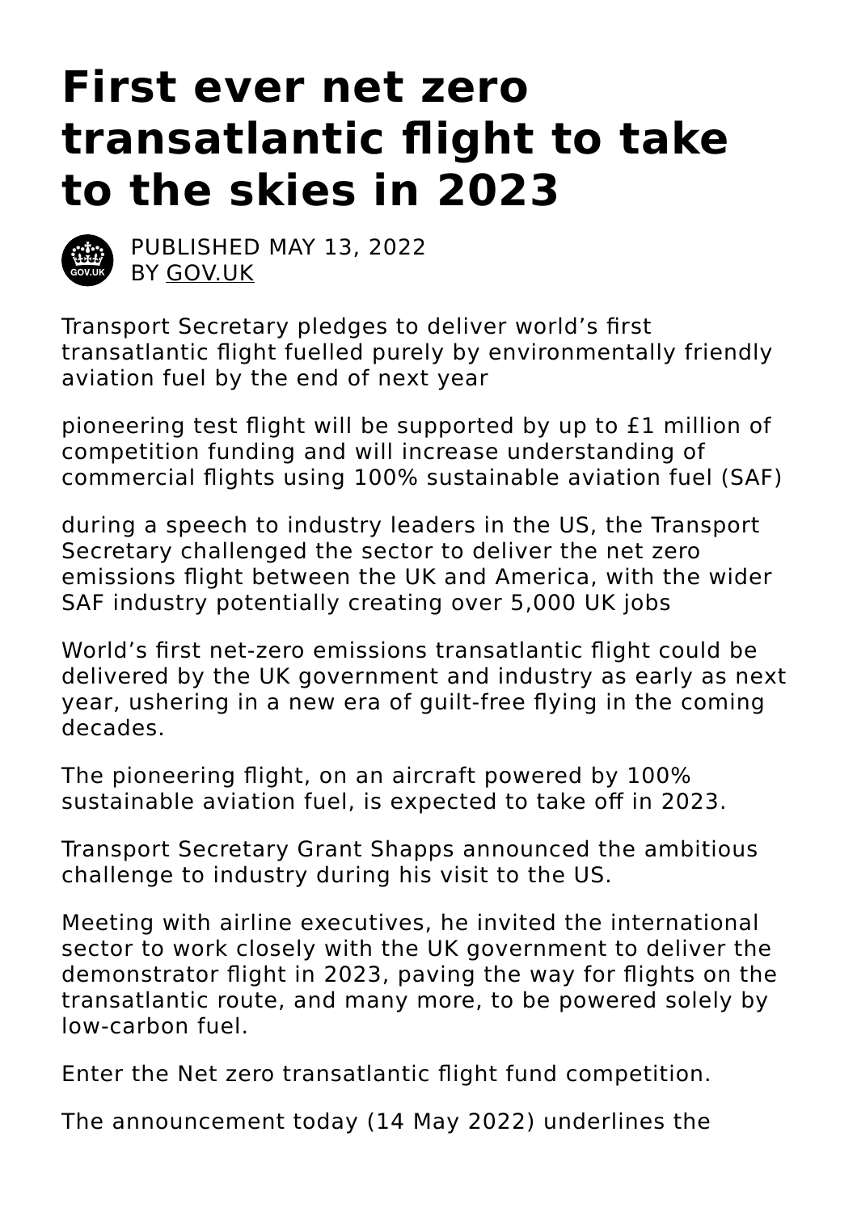# First ever net zero transatlantic flight to take to the skies in 2023

PUBLISHED MAY 13, 2022
BY GOV.UK

Transport Secretary pledges to deliver world's first transatlantic flight fuelled purely by environmentally friendly aviation fuel by the end of next year

pioneering test flight will be supported by up to £1 million of competition funding and will increase understanding of commercial flights using 100% sustainable aviation fuel (SAF)

during a speech to industry leaders in the US, the Transport Secretary challenged the sector to deliver the net zero emissions flight between the UK and America, with the wider SAF industry potentially creating over 5,000 UK jobs

World's first net-zero emissions transatlantic flight could be delivered by the UK government and industry as early as next year, ushering in a new era of guilt-free flying in the coming decades.

The pioneering flight, on an aircraft powered by 100% sustainable aviation fuel, is expected to take off in 2023.

Transport Secretary Grant Shapps announced the ambitious challenge to industry during his visit to the US.

Meeting with airline executives, he invited the international sector to work closely with the UK government to deliver the demonstrator flight in 2023, paving the way for flights on the transatlantic route, and many more, to be powered solely by low-carbon fuel.

Enter the Net zero transatlantic flight fund competition.

The announcement today (14 May 2022) underlines the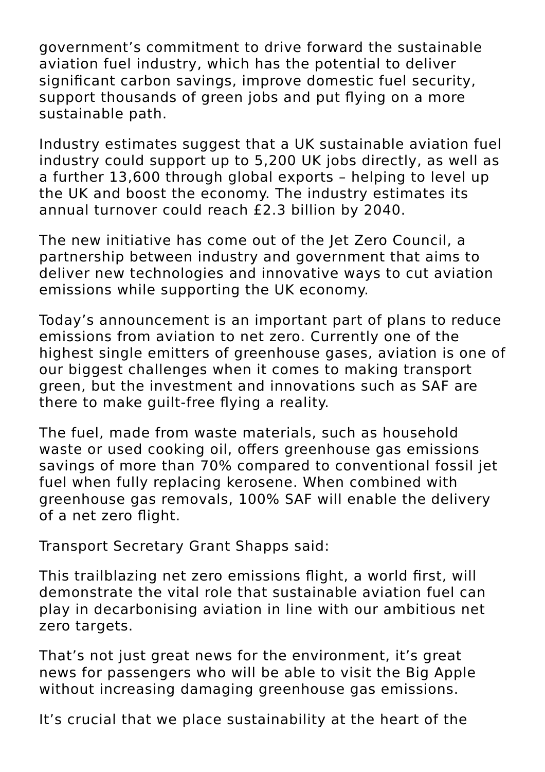government’s commitment to drive forward the sustainable aviation fuel industry, which has the potential to deliver significant carbon savings, improve domestic fuel security, support thousands of green jobs and put flying on a more sustainable path.

Industry estimates suggest that a UK sustainable aviation fuel industry could support up to 5,200 UK jobs directly, as well as a further 13,600 through global exports – helping to level up the UK and boost the economy. The industry estimates its annual turnover could reach £2.3 billion by 2040.

The new initiative has come out of the Jet Zero Council, a partnership between industry and government that aims to deliver new technologies and innovative ways to cut aviation emissions while supporting the UK economy.

Today’s announcement is an important part of plans to reduce emissions from aviation to net zero. Currently one of the highest single emitters of greenhouse gases, aviation is one of our biggest challenges when it comes to making transport green, but the investment and innovations such as SAF are there to make guilt-free flying a reality.

The fuel, made from waste materials, such as household waste or used cooking oil, offers greenhouse gas emissions savings of more than 70% compared to conventional fossil jet fuel when fully replacing kerosene. When combined with greenhouse gas removals, 100% SAF will enable the delivery of a net zero flight.

Transport Secretary Grant Shapps said:

This trailblazing net zero emissions flight, a world first, will demonstrate the vital role that sustainable aviation fuel can play in decarbonising aviation in line with our ambitious net zero targets.

That’s not just great news for the environment, it’s great news for passengers who will be able to visit the Big Apple without increasing damaging greenhouse gas emissions.

It’s crucial that we place sustainability at the heart of the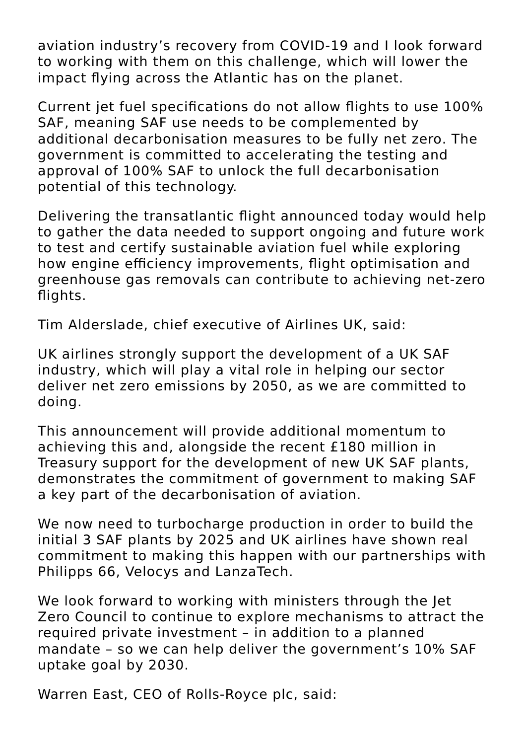aviation industry's recovery from COVID-19 and I look forward to working with them on this challenge, which will lower the impact flying across the Atlantic has on the planet.

Current jet fuel specifications do not allow flights to use 100% SAF, meaning SAF use needs to be complemented by additional decarbonisation measures to be fully net zero. The government is committed to accelerating the testing and approval of 100% SAF to unlock the full decarbonisation potential of this technology.

Delivering the transatlantic flight announced today would help to gather the data needed to support ongoing and future work to test and certify sustainable aviation fuel while exploring how engine efficiency improvements, flight optimisation and greenhouse gas removals can contribute to achieving net-zero flights.

Tim Alderslade, chief executive of Airlines UK, said:

UK airlines strongly support the development of a UK SAF industry, which will play a vital role in helping our sector deliver net zero emissions by 2050, as we are committed to doing.

This announcement will provide additional momentum to achieving this and, alongside the recent £180 million in Treasury support for the development of new UK SAF plants, demonstrates the commitment of government to making SAF a key part of the decarbonisation of aviation.

We now need to turbocharge production in order to build the initial 3 SAF plants by 2025 and UK airlines have shown real commitment to making this happen with our partnerships with Philipps 66, Velocys and LanzaTech.

We look forward to working with ministers through the Jet Zero Council to continue to explore mechanisms to attract the required private investment – in addition to a planned mandate – so we can help deliver the government's 10% SAF uptake goal by 2030.

Warren East, CEO of Rolls-Royce plc, said: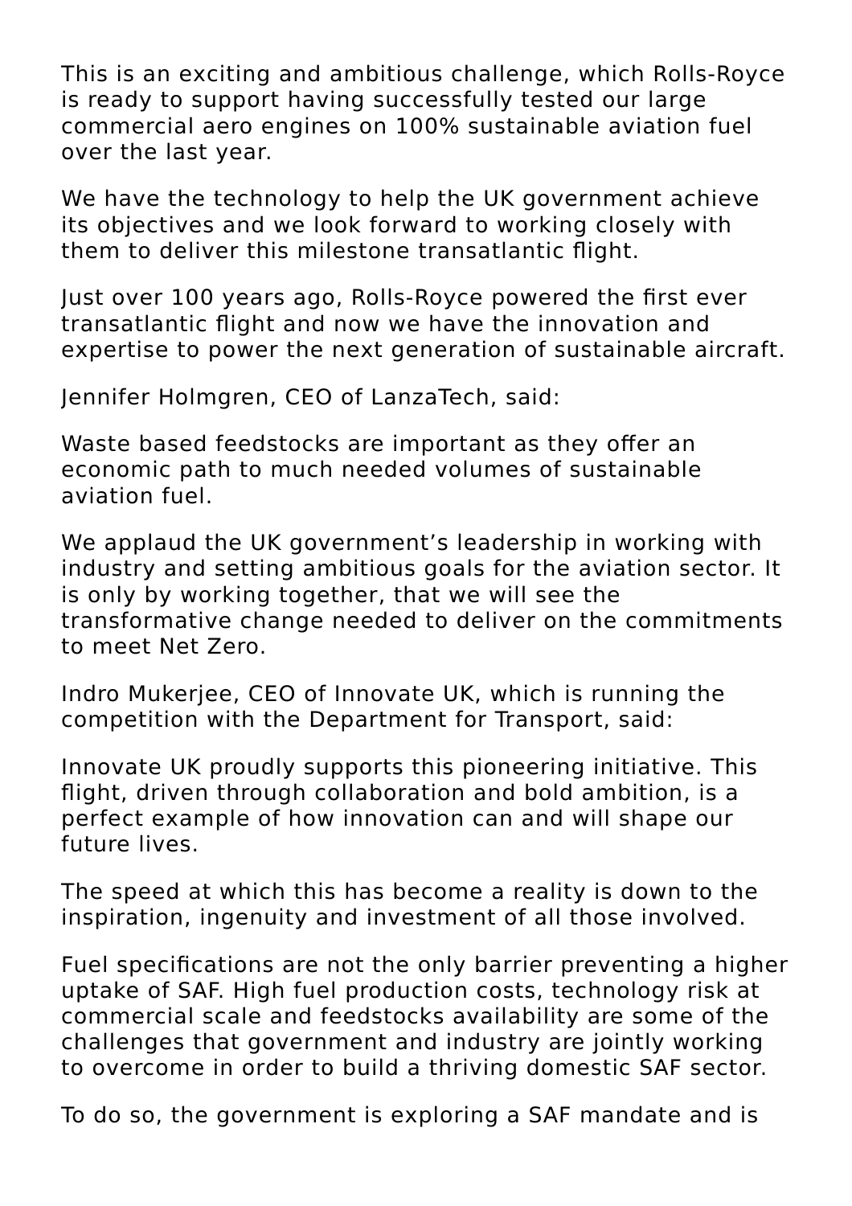This is an exciting and ambitious challenge, which Rolls-Royce is ready to support having successfully tested our large commercial aero engines on 100% sustainable aviation fuel over the last year.

We have the technology to help the UK government achieve its objectives and we look forward to working closely with them to deliver this milestone transatlantic flight.

Just over 100 years ago, Rolls-Royce powered the first ever transatlantic flight and now we have the innovation and expertise to power the next generation of sustainable aircraft.

Jennifer Holmgren, CEO of LanzaTech, said:

Waste based feedstocks are important as they offer an economic path to much needed volumes of sustainable aviation fuel.

We applaud the UK government's leadership in working with industry and setting ambitious goals for the aviation sector. It is only by working together, that we will see the transformative change needed to deliver on the commitments to meet Net Zero.

Indro Mukerjee, CEO of Innovate UK, which is running the competition with the Department for Transport, said:

Innovate UK proudly supports this pioneering initiative. This flight, driven through collaboration and bold ambition, is a perfect example of how innovation can and will shape our future lives.

The speed at which this has become a reality is down to the inspiration, ingenuity and investment of all those involved.

Fuel specifications are not the only barrier preventing a higher uptake of SAF. High fuel production costs, technology risk at commercial scale and feedstocks availability are some of the challenges that government and industry are jointly working to overcome in order to build a thriving domestic SAF sector.

To do so, the government is exploring a SAF mandate and is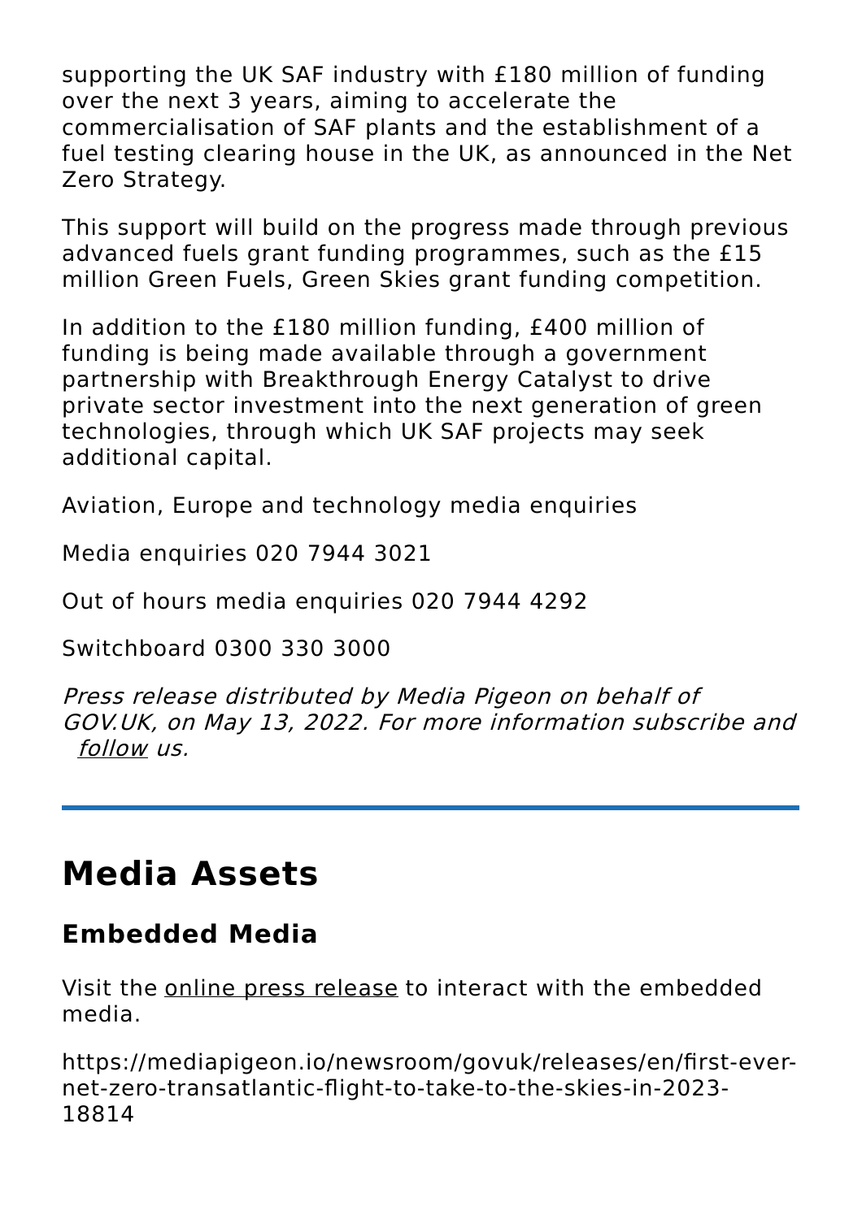supporting the UK SAF industry with £180 million of funding over the next 3 years, aiming to accelerate the commercialisation of SAF plants and the establishment of a fuel testing clearing house in the UK, as announced in the Net Zero Strategy.

This support will build on the progress made through previous advanced fuels grant funding programmes, such as the £15 million Green Fuels, Green Skies grant funding competition.

In addition to the £180 million funding, £400 million of funding is being made available through a government partnership with Breakthrough Energy Catalyst to drive private sector investment into the next generation of green technologies, through which UK SAF projects may seek additional capital.

Aviation, Europe and technology media enquiries

Media enquiries 020 7944 3021

Out of hours media enquiries 020 7944 4292

Switchboard 0300 330 3000

*Press release distributed by Media Pigeon on behalf of GOV.UK, on May 13, 2022. For more information subscribe and follow us.*

# Media Assets

## Embedded Media

Visit the online press release to interact with the embedded media.

https://mediapigeon.io/newsroom/govuk/releases/en/first-ever-net-zero-transatlantic-flight-to-take-to-the-skies-in-2023-18814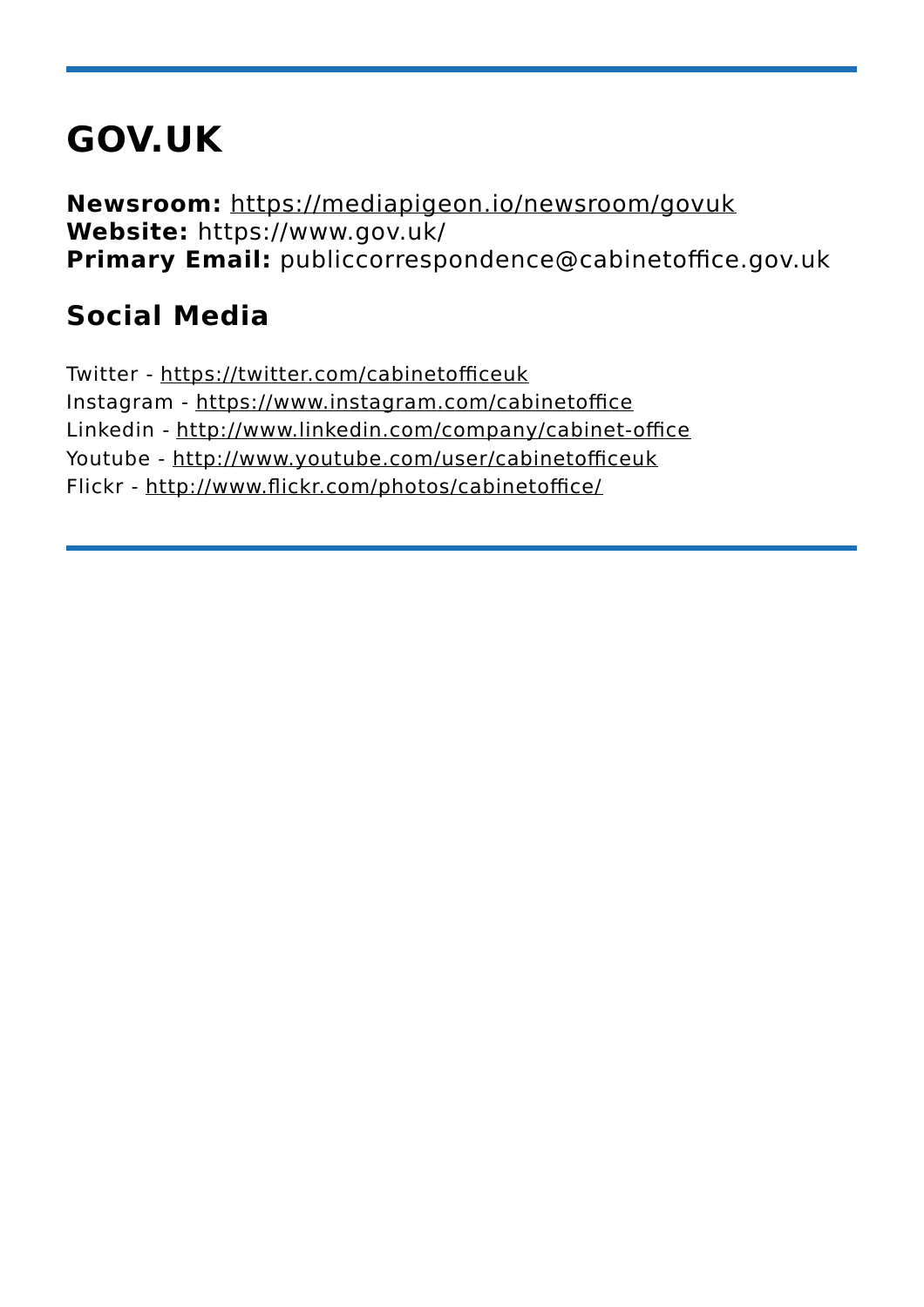# GOV.UK

**Newsroom:** https://mediapigeon.io/newsroom/govuk
**Website:** https://www.gov.uk/
**Primary Email:** publiccorrespondence@cabinetoffice.gov.uk

## Social Media

Twitter - https://twitter.com/cabinetofficeuk
Instagram - https://www.instagram.com/cabinetoffice
Linkedin - http://www.linkedin.com/company/cabinet-office
Youtube - http://www.youtube.com/user/cabinetofficeuk
Flickr - http://www.flickr.com/photos/cabinetoffice/